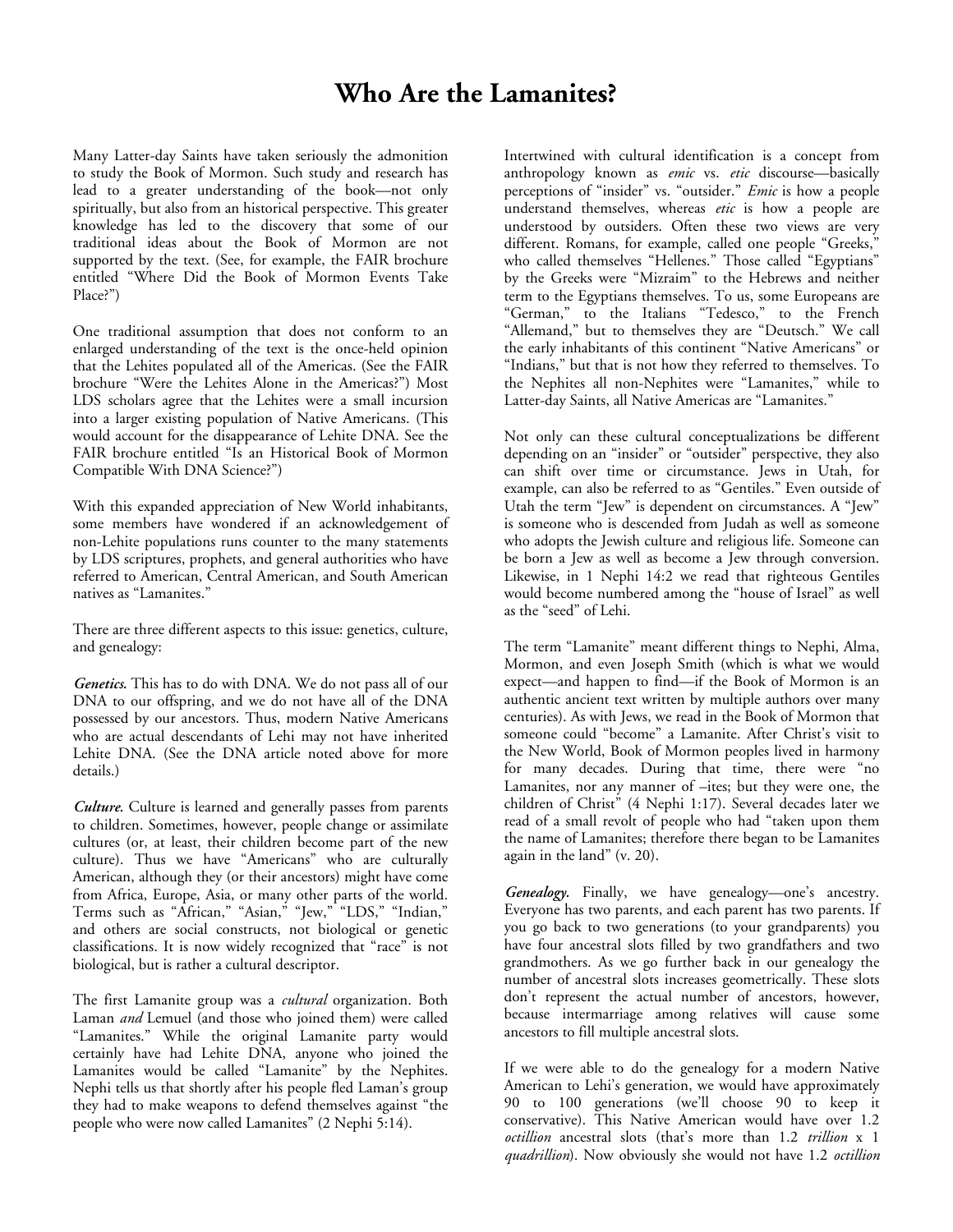# Who Are the Lamanites?

Many Latter-day Saints have taken seriously the admonition to study the Book of Mormon. Such study and research has lead to a greater understanding of the book—not only spiritually, but also from an historical perspective. This greater knowledge has led to the discovery that some of our traditional ideas about the Book of Mormon are not supported by the text. (See, for example, the FAIR brochure entitled "Where Did the Book of Mormon Events Take Place?")

One traditional assumption that does not conform to an enlarged understanding of the text is the once-held opinion that the Lehites populated all of the Americas. (See the FAIR brochure "Were the Lehites Alone in the Americas?") Most LDS scholars agree that the Lehites were a small incursion into a larger existing population of Native Americans. (This would account for the disappearance of Lehite DNA. See the FAIR brochure entitled "Is an Historical Book of Mormon Compatible With DNA Science?")

With this expanded appreciation of New World inhabitants, some members have wondered if an acknowledgement of non-Lehite populations runs counter to the many statements by LDS scriptures, prophets, and general authorities who have referred to American, Central American, and South American natives as "Lamanites."

There are three different aspects to this issue: genetics, culture, and genealogy:

***Genetics.*** This has to do with DNA. We do not pass all of our DNA to our offspring, and we do not have all of the DNA possessed by our ancestors. Thus, modern Native Americans who are actual descendants of Lehi may not have inherited Lehite DNA. (See the DNA article noted above for more details.)

***Culture.*** Culture is learned and generally passes from parents to children. Sometimes, however, people change or assimilate cultures (or, at least, their children become part of the new culture). Thus we have "Americans" who are culturally American, although they (or their ancestors) might have come from Africa, Europe, Asia, or many other parts of the world. Terms such as "African," "Asian," "Jew," "LDS," "Indian," and others are social constructs, not biological or genetic classifications. It is now widely recognized that "race" is not biological, but is rather a cultural descriptor.

The first Lamanite group was a *cultural* organization. Both Laman *and* Lemuel (and those who joined them) were called "Lamanites." While the original Lamanite party would certainly have had Lehite DNA, anyone who joined the Lamanites would be called "Lamanite" by the Nephites. Nephi tells us that shortly after his people fled Laman's group they had to make weapons to defend themselves against "the people who were now called Lamanites" (2 Nephi 5:14).

Intertwined with cultural identification is a concept from anthropology known as *emic* vs. *etic* discourse—basically perceptions of "insider" vs. "outsider." *Emic* is how a people understand themselves, whereas *etic* is how a people are understood by outsiders. Often these two views are very different. Romans, for example, called one people "Greeks," who called themselves "Hellenes." Those called "Egyptians" by the Greeks were "Mizraim" to the Hebrews and neither term to the Egyptians themselves. To us, some Europeans are "German," to the Italians "Tedesco," to the French "Allemand," but to themselves they are "Deutsch." We call the early inhabitants of this continent "Native Americans" or "Indians," but that is not how they referred to themselves. To the Nephites all non-Nephites were "Lamanites," while to Latter-day Saints, all Native Americas are "Lamanites."

Not only can these cultural conceptualizations be different depending on an "insider" or "outsider" perspective, they also can shift over time or circumstance. Jews in Utah, for example, can also be referred to as "Gentiles." Even outside of Utah the term "Jew" is dependent on circumstances. A "Jew" is someone who is descended from Judah as well as someone who adopts the Jewish culture and religious life. Someone can be born a Jew as well as become a Jew through conversion. Likewise, in 1 Nephi 14:2 we read that righteous Gentiles would become numbered among the "house of Israel" as well as the "seed" of Lehi.

The term "Lamanite" meant different things to Nephi, Alma, Mormon, and even Joseph Smith (which is what we would expect—and happen to find—if the Book of Mormon is an authentic ancient text written by multiple authors over many centuries). As with Jews, we read in the Book of Mormon that someone could "become" a Lamanite. After Christ's visit to the New World, Book of Mormon peoples lived in harmony for many decades. During that time, there were "no Lamanites, nor any manner of –ites; but they were one, the children of Christ" (4 Nephi 1:17). Several decades later we read of a small revolt of people who had "taken upon them the name of Lamanites; therefore there began to be Lamanites again in the land" (v. 20).

***Genealogy.*** Finally, we have genealogy—one's ancestry. Everyone has two parents, and each parent has two parents. If you go back to two generations (to your grandparents) you have four ancestral slots filled by two grandfathers and two grandmothers. As we go further back in our genealogy the number of ancestral slots increases geometrically. These slots don't represent the actual number of ancestors, however, because intermarriage among relatives will cause some ancestors to fill multiple ancestral slots.

If we were able to do the genealogy for a modern Native American to Lehi's generation, we would have approximately 90 to 100 generations (we'll choose 90 to keep it conservative). This Native American would have over 1.2 *octillion* ancestral slots (that's more than 1.2 *trillion* x 1 *quadrillion*). Now obviously she would not have 1.2 *octillion*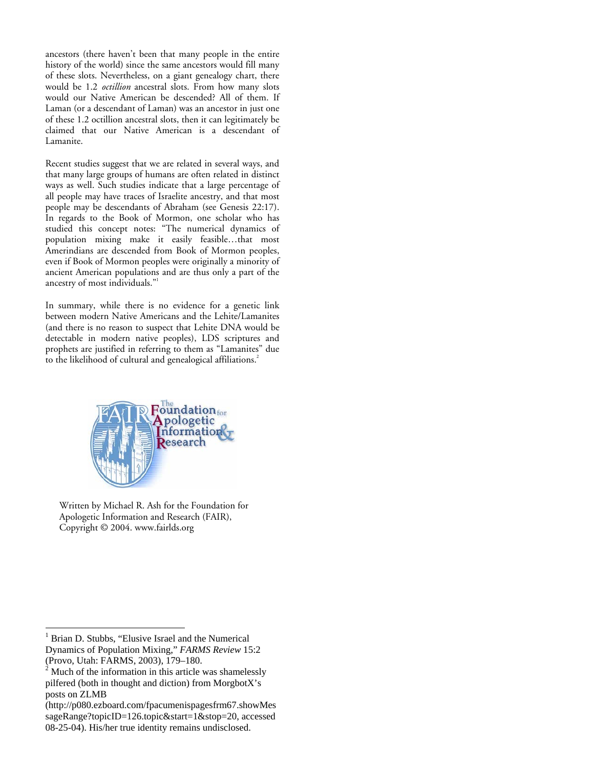ancestors (there haven't been that many people in the entire history of the world) since the same ancestors would fill many of these slots. Nevertheless, on a giant genealogy chart, there would be 1.2 *octillion* ancestral slots. From how many slots would our Native American be descended? All of them. If Laman (or a descendant of Laman) was an ancestor in just one of these 1.2 octillion ancestral slots, then it can legitimately be claimed that our Native American is a descendant of Lamanite.

Recent studies suggest that we are related in several ways, and that many large groups of humans are often related in distinct ways as well. Such studies indicate that a large percentage of all people may have traces of Israelite ancestry, and that most people may be descendants of Abraham (see Genesis 22:17). In regards to the Book of Mormon, one scholar who has studied this concept notes: "The numerical dynamics of population mixing make it easily feasible…that most Amerindians are descended from Book of Mormon peoples, even if Book of Mormon peoples were originally a minority of ancient American populations and are thus only a part of the ancestry of most individuals."[1]

In summary, while there is no evidence for a genetic link between modern Native Americans and the Lehite/Lamanites (and there is no reason to suspect that Lehite DNA would be detectable in modern native peoples), LDS scriptures and prophets are justified in referring to them as "Lamanites" due to the likelihood of cultural and genealogical affiliations.[2]

Written by Michael R. Ash for the Foundation for Apologetic Information and Research (FAIR), Copyright © 2004. www.fairlds.org

---

[1] Brian D. Stubbs, "Elusive Israel and the Numerical Dynamics of Population Mixing," *FARMS Review* 15:2 (Provo, Utah: FARMS, 2003), 179–180.

[2] Much of the information in this article was shamelessly pilfered (both in thought and diction) from MorgbotX's posts on ZLMB (http://p080.ezboard.com/fpacumenispagesfrm67.showMessageRange?topicID=126.topic&start=1&stop=20, accessed 08-25-04). His/her true identity remains undisclosed.